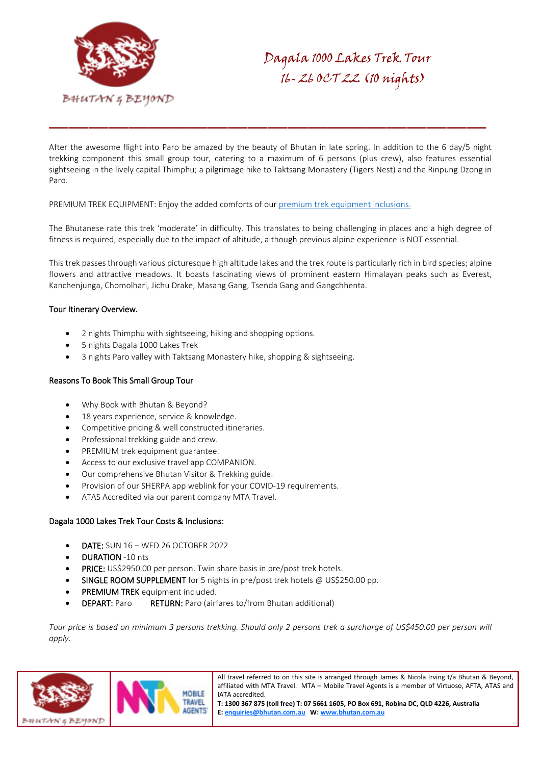BHUTAN & BEYOND

# Dagala 1000 Lakes Trek Tour
## 16- 26 OCT 22 (10 nights)

---

After the awesome flight into Paro be amazed by the beauty of Bhutan in late spring. In addition to the 6 day/5 night trekking component this small group tour, catering to a maximum of 6 persons (plus crew), also features essential sightseeing in the lively capital Thimphu; a pilgrimage hike to Taktsang Monastery (Tigers Nest) and the Rinpung Dzong in Paro.

PREMIUM TREK EQUIPMENT: Enjoy the added comforts of our premium trek equipment inclusions.

The Bhutanese rate this trek 'moderate' in difficulty. This translates to being challenging in places and a high degree of fitness is required, especially due to the impact of altitude, although previous alpine experience is NOT essential.

This trek passes through various picturesque high altitude lakes and the trek route is particularly rich in bird species; alpine flowers and attractive meadows. It boasts fascinating views of prominent eastern Himalayan peaks such as Everest, Kanchenjunga, Chomolhari, Jichu Drake, Masang Gang, Tsenda Gang and Gangchhenta.

### Tour Itinerary Overview.

- 2 nights Thimphu with sightseeing, hiking and shopping options.
- 5 nights Dagala 1000 Lakes Trek
- 3 nights Paro valley with Taktsang Monastery hike, shopping & sightseeing.

### Reasons To Book This Small Group Tour

- Why Book with Bhutan & Beyond?
- 18 years experience, service & knowledge.
- Competitive pricing & well constructed itineraries.
- Professional trekking guide and crew.
- PREMIUM trek equipment guarantee.
- Access to our exclusive travel app COMPANION.
- Our comprehensive Bhutan Visitor & Trekking guide.
- Provision of our SHERPA app weblink for your COVID-19 requirements.
- ATAS Accredited via our parent company MTA Travel.

### Dagala 1000 Lakes Trek Tour Costs & Inclusions:

- DATE: SUN 16 – WED 26 OCTOBER 2022
- DURATION -10 nts
- PRICE: US$2950.00 per person. Twin share basis in pre/post trek hotels.
- SINGLE ROOM SUPPLEMENT for 5 nights in pre/post trek hotels @ US$250.00 pp.
- PREMIUM TREK equipment included.
- DEPART: Paro RETURN: Paro (airfares to/from Bhutan additional)

*Tour price is based on minimum 3 persons trekking. Should only 2 persons trek a surcharge of US$450.00 per person will apply.*

All travel referred to on this site is arranged through James & Nicola Irving t/a Bhutan & Beyond, affiliated with MTA Travel. MTA – Mobile Travel Agents is a member of Virtuoso, AFTA, ATAS and IATA accredited.
**T: 1300 367 875 (toll free) T: 07 5661 1605, PO Box 691, Robina DC, QLD 4226, Australia**
**E: enquiries@bhutan.com.au W: www.bhutan.com.au**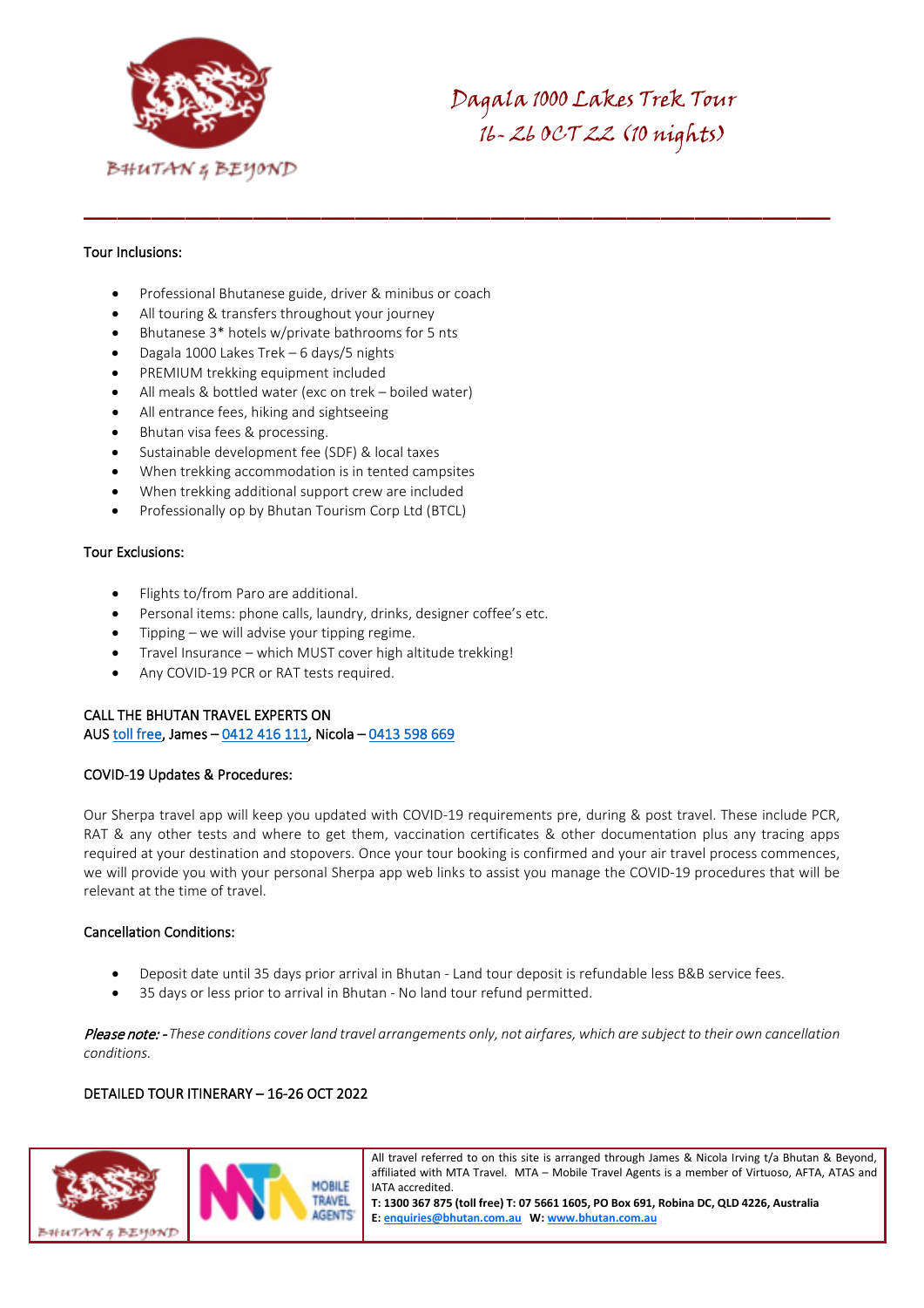# Dagala 1000 Lakes Trek Tour
## 16-26 OCT 22 (10 nights)

---

Tour Inclusions:

- Professional Bhutanese guide, driver & minibus or coach
- All touring & transfers throughout your journey
- Bhutanese 3* hotels w/private bathrooms for 5 nts
- Dagala 1000 Lakes Trek – 6 days/5 nights
- PREMIUM trekking equipment included
- All meals & bottled water (exc on trek – boiled water)
- All entrance fees, hiking and sightseeing
- Bhutan visa fees & processing.
- Sustainable development fee (SDF) & local taxes
- When trekking accommodation is in tented campsites
- When trekking additional support crew are included
- Professionally op by Bhutan Tourism Corp Ltd (BTCL)

Tour Exclusions:

- Flights to/from Paro are additional.
- Personal items: phone calls, laundry, drinks, designer coffee's etc.
- Tipping – we will advise your tipping regime.
- Travel Insurance – which MUST cover high altitude trekking!
- Any COVID-19 PCR or RAT tests required.

CALL THE BHUTAN TRAVEL EXPERTS ON
AUS toll free, James – 0412 416 111, Nicola – 0413 598 669

COVID-19 Updates & Procedures:

Our Sherpa travel app will keep you updated with COVID-19 requirements pre, during & post travel. These include PCR, RAT & any other tests and where to get them, vaccination certificates & other documentation plus any tracing apps required at your destination and stopovers. Once your tour booking is confirmed and your air travel process commences, we will provide you with your personal Sherpa app web links to assist you manage the COVID-19 procedures that will be relevant at the time of travel.

Cancellation Conditions:

- Deposit date until 35 days prior arrival in Bhutan - Land tour deposit is refundable less B&B service fees.
- 35 days or less prior to arrival in Bhutan - No land tour refund permitted.

***Please note: -*** *These conditions cover land travel arrangements only, not airfares, which are subject to their own cancellation conditions.*

DETAILED TOUR ITINERARY – 16-26 OCT 2022

All travel referred to on this site is arranged through James & Nicola Irving t/a Bhutan & Beyond, affiliated with MTA Travel. MTA – Mobile Travel Agents is a member of Virtuoso, AFTA, ATAS and IATA accredited.
**T: 1300 367 875 (toll free) T: 07 5661 1605, PO Box 691, Robina DC, QLD 4226, Australia**
**E: enquiries@bhutan.com.au W: www.bhutan.com.au**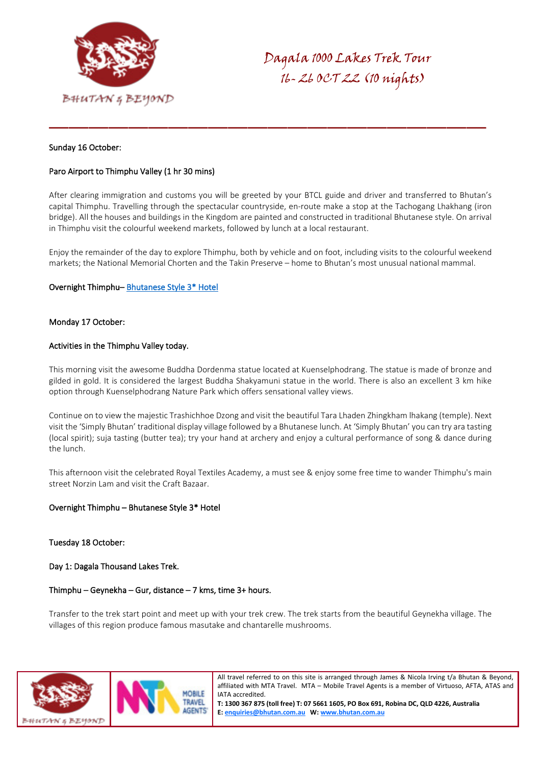Dagala 1000 Lakes Trek Tour
16- 26 OCT 22 (10 nights)

Sunday 16 October:

Paro Airport to Thimphu Valley (1 hr 30 mins)

After clearing immigration and customs you will be greeted by your BTCL guide and driver and transferred to Bhutan's capital Thimphu. Travelling through the spectacular countryside, en-route make a stop at the Tachogang Lhakhang (iron bridge). All the houses and buildings in the Kingdom are painted and constructed in traditional Bhutanese style. On arrival in Thimphu visit the colourful weekend markets, followed by lunch at a local restaurant.

Enjoy the remainder of the day to explore Thimphu, both by vehicle and on foot, including visits to the colourful weekend markets; the National Memorial Chorten and the Takin Preserve – home to Bhutan's most unusual national mammal.

Overnight Thimphu– Bhutanese Style 3* Hotel

Monday 17 October:

Activities in the Thimphu Valley today.

This morning visit the awesome Buddha Dordenma statue located at Kuenselphodrang. The statue is made of bronze and gilded in gold. It is considered the largest Buddha Shakyamuni statue in the world. There is also an excellent 3 km hike option through Kuenselphodrang Nature Park which offers sensational valley views.

Continue on to view the majestic Trashichhoe Dzong and visit the beautiful Tara Lhaden Zhingkham lhakang (temple). Next visit the 'Simply Bhutan' traditional display village followed by a Bhutanese lunch. At 'Simply Bhutan' you can try ara tasting (local spirit); suja tasting (butter tea); try your hand at archery and enjoy a cultural performance of song & dance during the lunch.

This afternoon visit the celebrated Royal Textiles Academy, a must see & enjoy some free time to wander Thimphu's main street Norzin Lam and visit the Craft Bazaar.

Overnight Thimphu – Bhutanese Style 3* Hotel

Tuesday 18 October:

Day 1: Dagala Thousand Lakes Trek.

Thimphu – Geynekha – Gur, distance – 7 kms, time 3+ hours.

Transfer to the trek start point and meet up with your trek crew. The trek starts from the beautiful Geynekha village. The villages of this region produce famous masutake and chantarelle mushrooms.

All travel referred to on this site is arranged through James & Nicola Irving t/a Bhutan & Beyond, affiliated with MTA Travel. MTA – Mobile Travel Agents is a member of Virtuoso, AFTA, ATAS and IATA accredited.
**T: 1300 367 875 (toll free) T: 07 5661 1605, PO Box 691, Robina DC, QLD 4226, Australia**
**E: enquiries@bhutan.com.au W: www.bhutan.com.au**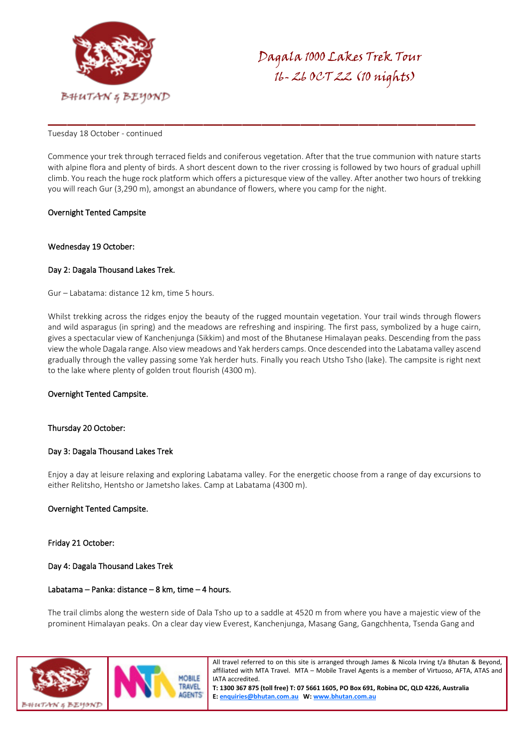Tuesday 18 October - continued

Commence your trek through terraced fields and coniferous vegetation. After that the true communion with nature starts with alpine flora and plenty of birds. A short descent down to the river crossing is followed by two hours of gradual uphill climb. You reach the huge rock platform which offers a picturesque view of the valley. After another two hours of trekking you will reach Gur (3,290 m), amongst an abundance of flowers, where you camp for the night.

Overnight Tented Campsite

Wednesday 19 October:

Day 2: Dagala Thousand Lakes Trek.

Gur – Labatama: distance 12 km, time 5 hours.

Whilst trekking across the ridges enjoy the beauty of the rugged mountain vegetation. Your trail winds through flowers and wild asparagus (in spring) and the meadows are refreshing and inspiring. The first pass, symbolized by a huge cairn, gives a spectacular view of Kanchenjunga (Sikkim) and most of the Bhutanese Himalayan peaks. Descending from the pass view the whole Dagala range. Also view meadows and Yak herders camps. Once descended into the Labatama valley ascend gradually through the valley passing some Yak herder huts. Finally you reach Utsho Tsho (lake). The campsite is right next to the lake where plenty of golden trout flourish (4300 m).

Overnight Tented Campsite.

Thursday 20 October:

Day 3: Dagala Thousand Lakes Trek

Enjoy a day at leisure relaxing and exploring Labatama valley. For the energetic choose from a range of day excursions to either Relitsho, Hentsho or Jametsho lakes. Camp at Labatama (4300 m).

Overnight Tented Campsite.

Friday 21 October:

Day 4: Dagala Thousand Lakes Trek

Labatama – Panka: distance – 8 km, time – 4 hours.

The trail climbs along the western side of Dala Tsho up to a saddle at 4520 m from where you have a majestic view of the prominent Himalayan peaks. On a clear day view Everest, Kanchenjunga, Masang Gang, Gangchhenta, Tsenda Gang and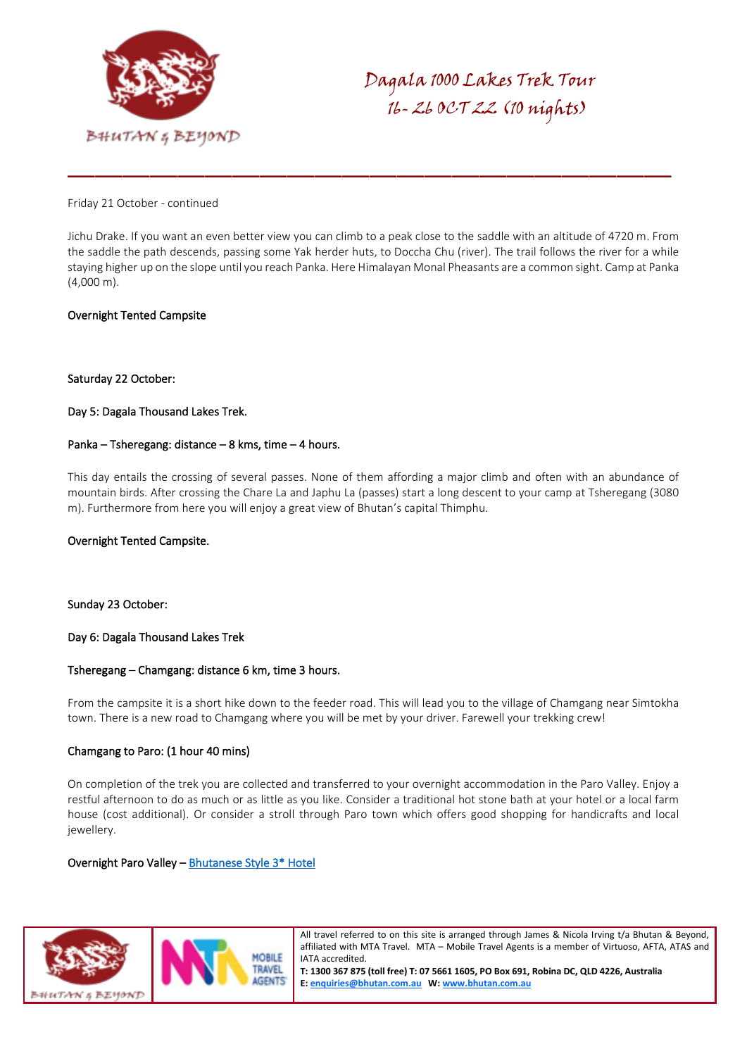Friday 21 October - continued

Jichu Drake. If you want an even better view you can climb to a peak close to the saddle with an altitude of 4720 m. From the saddle the path descends, passing some Yak herder huts, to Doccha Chu (river). The trail follows the river for a while staying higher up on the slope until you reach Panka. Here Himalayan Monal Pheasants are a common sight. Camp at Panka (4,000 m).

Overnight Tented Campsite

Saturday 22 October:

Day 5: Dagala Thousand Lakes Trek.

Panka – Tsheregang: distance – 8 kms, time – 4 hours.

This day entails the crossing of several passes. None of them affording a major climb and often with an abundance of mountain birds. After crossing the Chare La and Japhu La (passes) start a long descent to your camp at Tsheregang (3080 m). Furthermore from here you will enjoy a great view of Bhutan's capital Thimphu.

Overnight Tented Campsite.

Sunday 23 October:

Day 6: Dagala Thousand Lakes Trek

Tsheregang – Chamgang: distance 6 km, time 3 hours.

From the campsite it is a short hike down to the feeder road. This will lead you to the village of Chamgang near Simtokha town. There is a new road to Chamgang where you will be met by your driver. Farewell your trekking crew!

Chamgang to Paro: (1 hour 40 mins)

On completion of the trek you are collected and transferred to your overnight accommodation in the Paro Valley. Enjoy a restful afternoon to do as much or as little as you like. Consider a traditional hot stone bath at your hotel or a local farm house (cost additional). Or consider a stroll through Paro town which offers good shopping for handicrafts and local jewellery.

Overnight Paro Valley – Bhutanese Style 3* Hotel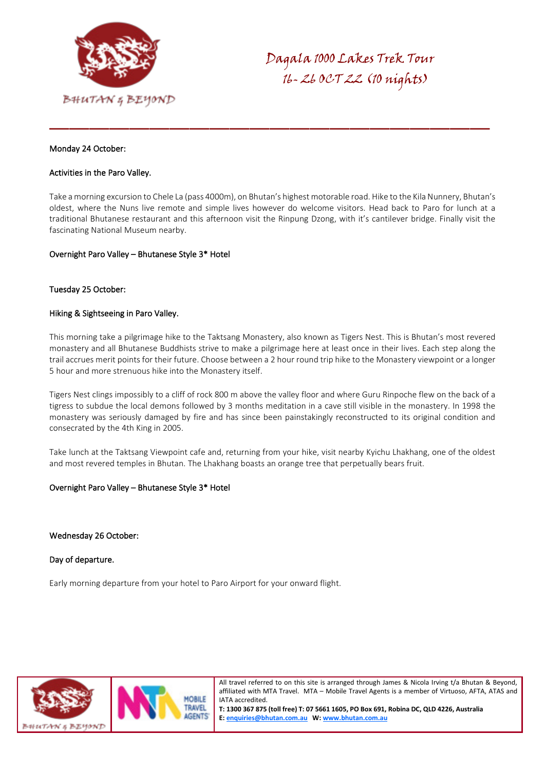Monday 24 October:

Activities in the Paro Valley.

Take a morning excursion to Chele La (pass 4000m), on Bhutan's highest motorable road. Hike to the Kila Nunnery, Bhutan's oldest, where the Nuns live remote and simple lives however do welcome visitors. Head back to Paro for lunch at a traditional Bhutanese restaurant and this afternoon visit the Rinpung Dzong, with it's cantilever bridge. Finally visit the fascinating National Museum nearby.

Overnight Paro Valley – Bhutanese Style 3* Hotel

Tuesday 25 October:

Hiking & Sightseeing in Paro Valley.

This morning take a pilgrimage hike to the Taktsang Monastery, also known as Tigers Nest. This is Bhutan's most revered monastery and all Bhutanese Buddhists strive to make a pilgrimage here at least once in their lives. Each step along the trail accrues merit points for their future. Choose between a 2 hour round trip hike to the Monastery viewpoint or a longer 5 hour and more strenuous hike into the Monastery itself.

Tigers Nest clings impossibly to a cliff of rock 800 m above the valley floor and where Guru Rinpoche flew on the back of a tigress to subdue the local demons followed by 3 months meditation in a cave still visible in the monastery. In 1998 the monastery was seriously damaged by fire and has since been painstakingly reconstructed to its original condition and consecrated by the 4th King in 2005.

Take lunch at the Taktsang Viewpoint cafe and, returning from your hike, visit nearby Kyichu Lhakhang, one of the oldest and most revered temples in Bhutan. The Lhakhang boasts an orange tree that perpetually bears fruit.

Overnight Paro Valley – Bhutanese Style 3* Hotel

Wednesday 26 October:

Day of departure.

Early morning departure from your hotel to Paro Airport for your onward flight.